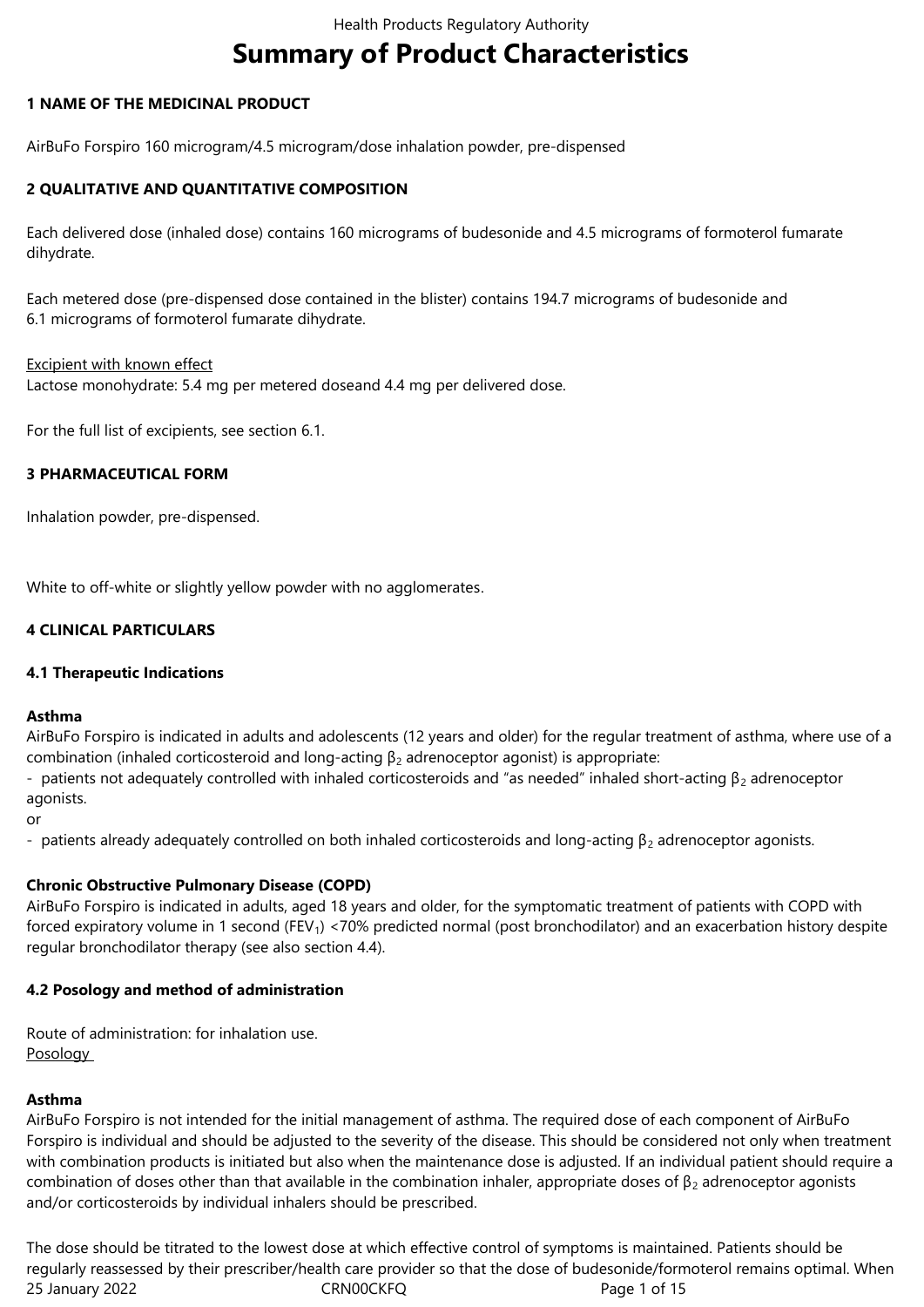# Summary of Product Characteristics

## 1 NAME OF THE MEDICINAL PRODUCT

AirBuFo Forspiro 160 microgram/4.5 microgram/dose inhalation powder, pre-dispensed

## 2 QUALITATIVE AND QUANTITATIVE COMPOSITION

Each delivered dose (inhaled dose) contains 160 micrograms of budesonide and 4.5 micrograms of formoterol fumarate dihydrate.

Each metered dose (pre-dispensed dose contained in the blister) contains 194.7 micrograms of budesonide and 6.1 micrograms of formoterol fumarate dihydrate.

Excipient with known effect
Lactose monohydrate: 5.4 mg per metered doseand 4.4 mg per delivered dose.

For the full list of excipients, see section 6.1.

## 3 PHARMACEUTICAL FORM

Inhalation powder, pre-dispensed.

White to off-white or slightly yellow powder with no agglomerates.

## 4 CLINICAL PARTICULARS

### 4.1 Therapeutic Indications

**Asthma**
AirBuFo Forspiro is indicated in adults and adolescents (12 years and older) for the regular treatment of asthma, where use of a combination (inhaled corticosteroid and long-acting $\beta_2$ adrenoceptor agonist) is appropriate:

- patients not adequately controlled with inhaled corticosteroids and "as needed" inhaled short-acting $\beta_2$ adrenoceptor agonists.

or

- patients already adequately controlled on both inhaled corticosteroids and long-acting $\beta_2$ adrenoceptor agonists.

**Chronic Obstructive Pulmonary Disease (COPD)**
AirBuFo Forspiro is indicated in adults, aged 18 years and older, for the symptomatic treatment of patients with COPD with forced expiratory volume in 1 second ($FEV_1$) <70% predicted normal (post bronchodilator) and an exacerbation history despite regular bronchodilator therapy (see also section 4.4).

### 4.2 Posology and method of administration

Route of administration: for inhalation use.
Posology

**Asthma**
AirBuFo Forspiro is not intended for the initial management of asthma. The required dose of each component of AirBuFo Forspiro is individual and should be adjusted to the severity of the disease. This should be considered not only when treatment with combination products is initiated but also when the maintenance dose is adjusted. If an individual patient should require a combination of doses other than that available in the combination inhaler, appropriate doses of $\beta_2$ adrenoceptor agonists and/or corticosteroids by individual inhalers should be prescribed.

The dose should be titrated to the lowest dose at which effective control of symptoms is maintained. Patients should be regularly reassessed by their prescriber/health care provider so that the dose of budesonide/formoterol remains optimal. When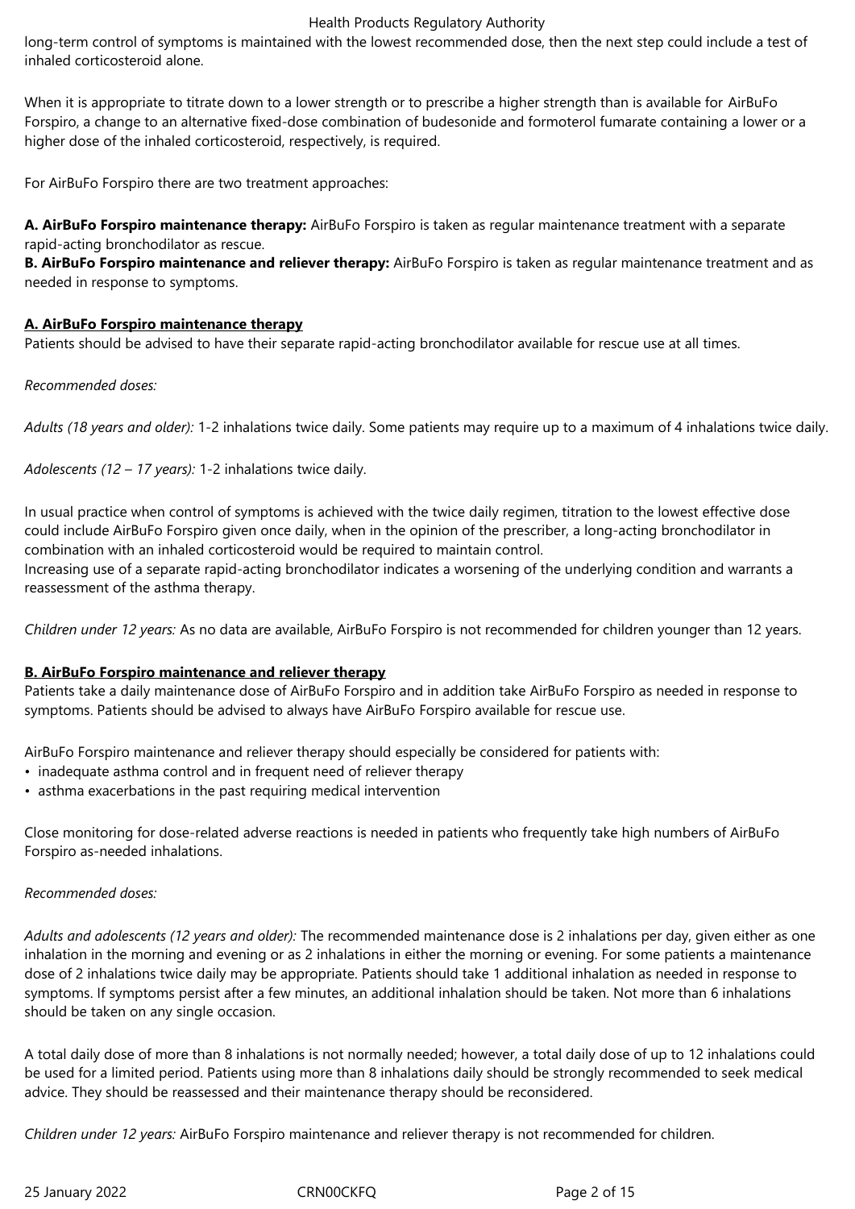long-term control of symptoms is maintained with the lowest recommended dose, then the next step could include a test of inhaled corticosteroid alone.

When it is appropriate to titrate down to a lower strength or to prescribe a higher strength than is available for AirBuFo Forspiro, a change to an alternative fixed-dose combination of budesonide and formoterol fumarate containing a lower or a higher dose of the inhaled corticosteroid, respectively, is required.

For AirBuFo Forspiro there are two treatment approaches:

**A. AirBuFo Forspiro maintenance therapy:** AirBuFo Forspiro is taken as regular maintenance treatment with a separate rapid-acting bronchodilator as rescue.
**B. AirBuFo Forspiro maintenance and reliever therapy:** AirBuFo Forspiro is taken as regular maintenance treatment and as needed in response to symptoms.

**A. AirBuFo Forspiro maintenance therapy**

Patients should be advised to have their separate rapid-acting bronchodilator available for rescue use at all times.

*Recommended doses:*

*Adults (18 years and older):* 1-2 inhalations twice daily. Some patients may require up to a maximum of 4 inhalations twice daily.

*Adolescents (12 – 17 years):* 1-2 inhalations twice daily.

In usual practice when control of symptoms is achieved with the twice daily regimen, titration to the lowest effective dose could include AirBuFo Forspiro given once daily, when in the opinion of the prescriber, a long-acting bronchodilator in combination with an inhaled corticosteroid would be required to maintain control.
Increasing use of a separate rapid-acting bronchodilator indicates a worsening of the underlying condition and warrants a reassessment of the asthma therapy.

*Children under 12 years:* As no data are available, AirBuFo Forspiro is not recommended for children younger than 12 years.

**B. AirBuFo Forspiro maintenance and reliever therapy**

Patients take a daily maintenance dose of AirBuFo Forspiro and in addition take AirBuFo Forspiro as needed in response to symptoms. Patients should be advised to always have AirBuFo Forspiro available for rescue use.

AirBuFo Forspiro maintenance and reliever therapy should especially be considered for patients with:

- inadequate asthma control and in frequent need of reliever therapy
- asthma exacerbations in the past requiring medical intervention

Close monitoring for dose-related adverse reactions is needed in patients who frequently take high numbers of AirBuFo Forspiro as-needed inhalations.

*Recommended doses:*

*Adults and adolescents (12 years and older):* The recommended maintenance dose is 2 inhalations per day, given either as one inhalation in the morning and evening or as 2 inhalations in either the morning or evening. For some patients a maintenance dose of 2 inhalations twice daily may be appropriate. Patients should take 1 additional inhalation as needed in response to symptoms. If symptoms persist after a few minutes, an additional inhalation should be taken. Not more than 6 inhalations should be taken on any single occasion.

A total daily dose of more than 8 inhalations is not normally needed; however, a total daily dose of up to 12 inhalations could be used for a limited period. Patients using more than 8 inhalations daily should be strongly recommended to seek medical advice. They should be reassessed and their maintenance therapy should be reconsidered.

*Children under 12 years:* AirBuFo Forspiro maintenance and reliever therapy is not recommended for children.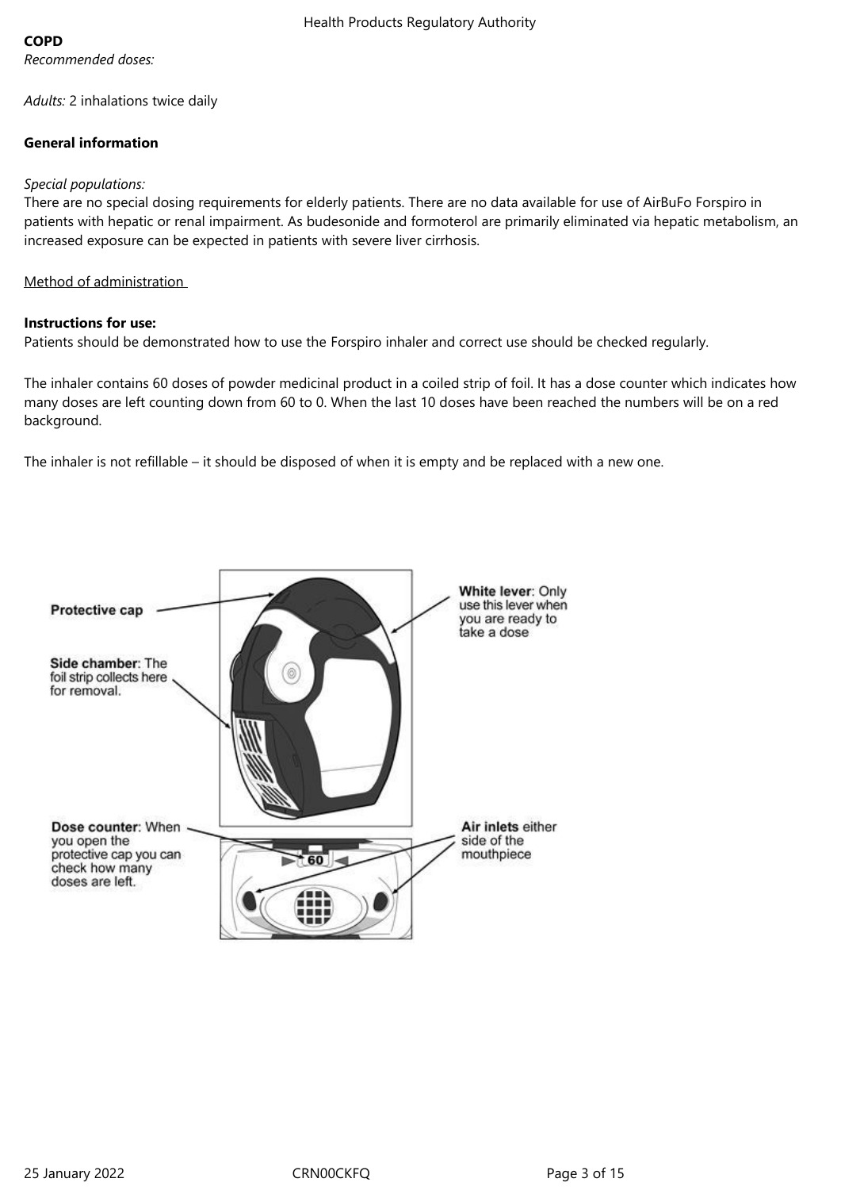**COPD**

*Recommended doses:*

*Adults:* 2 inhalations twice daily

**General information**

*Special populations:*

There are no special dosing requirements for elderly patients. There are no data available for use of AirBuFo Forspiro in patients with hepatic or renal impairment. As budesonide and formoterol are primarily eliminated via hepatic metabolism, an increased exposure can be expected in patients with severe liver cirrhosis.

Method of administration

**Instructions for use:**

Patients should be demonstrated how to use the Forspiro inhaler and correct use should be checked regularly.

The inhaler contains 60 doses of powder medicinal product in a coiled strip of foil. It has a dose counter which indicates how many doses are left counting down from 60 to 0. When the last 10 doses have been reached the numbers will be on a red background.

The inhaler is not refillable – it should be disposed of when it is empty and be replaced with a new one.

**Protective cap**

**Side chamber**: The foil strip collects here for removal.

**Dose counter**: When you open the protective cap you can check how many doses are left.

**White lever**: Only use this lever when you are ready to take a dose

**Air inlets** either side of the mouthpiece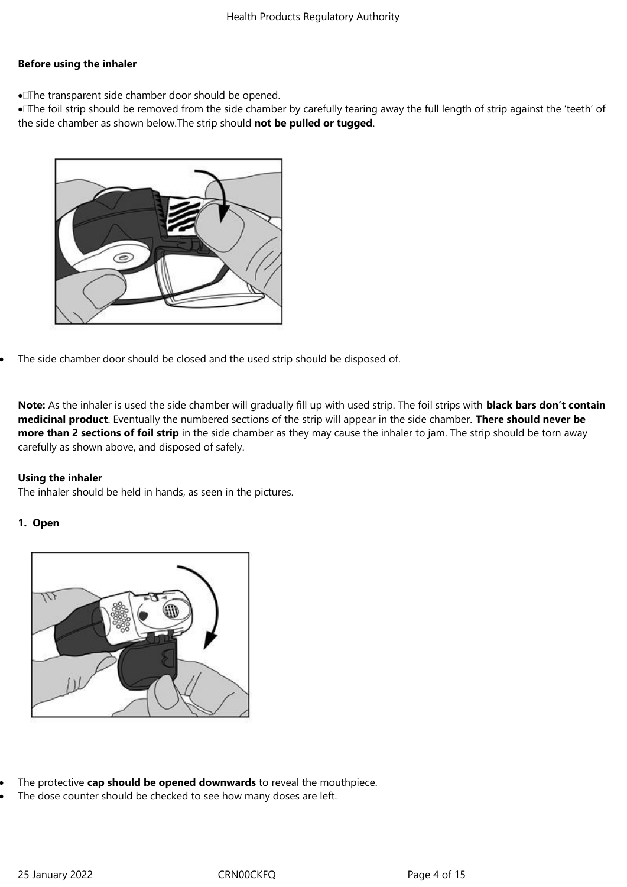**Before using the inhaler**

- The transparent side chamber door should be opened.
- The foil strip should be removed from the side chamber by carefully tearing away the full length of strip against the 'teeth' of the side chamber as shown below.The strip should **not be pulled or tugged**.

- The side chamber door should be closed and the used strip should be disposed of.

**Note:** As the inhaler is used the side chamber will gradually fill up with used strip. The foil strips with **black bars don't contain medicinal product**. Eventually the numbered sections of the strip will appear in the side chamber. **There should never be more than 2 sections of foil strip** in the side chamber as they may cause the inhaler to jam. The strip should be torn away carefully as shown above, and disposed of safely.

**Using the inhaler**

The inhaler should be held in hands, as seen in the pictures.

**1. Open**

- The protective **cap should be opened downwards** to reveal the mouthpiece.
- The dose counter should be checked to see how many doses are left.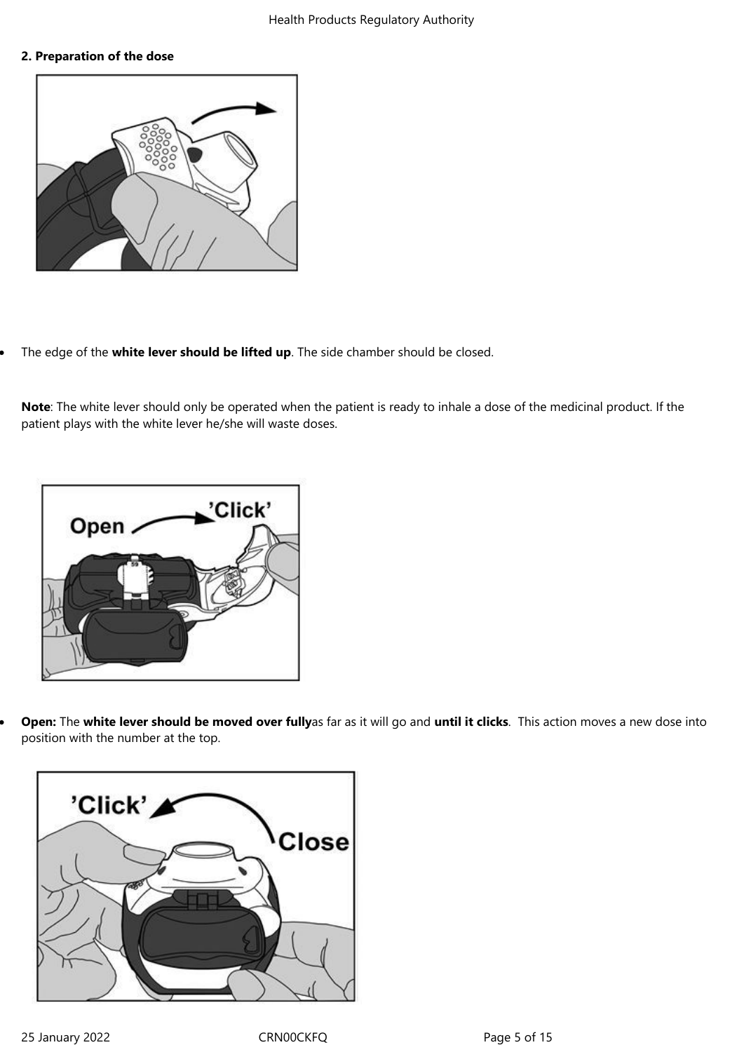**2. Preparation of the dose**

- The edge of the **white lever should be lifted up**. The side chamber should be closed.

**Note**: The white lever should only be operated when the patient is ready to inhale a dose of the medicinal product. If the patient plays with the white lever he/she will waste doses.

- **Open:** The **white lever should be moved over fully**as far as it will go and **until it clicks**. This action moves a new dose into position with the number at the top.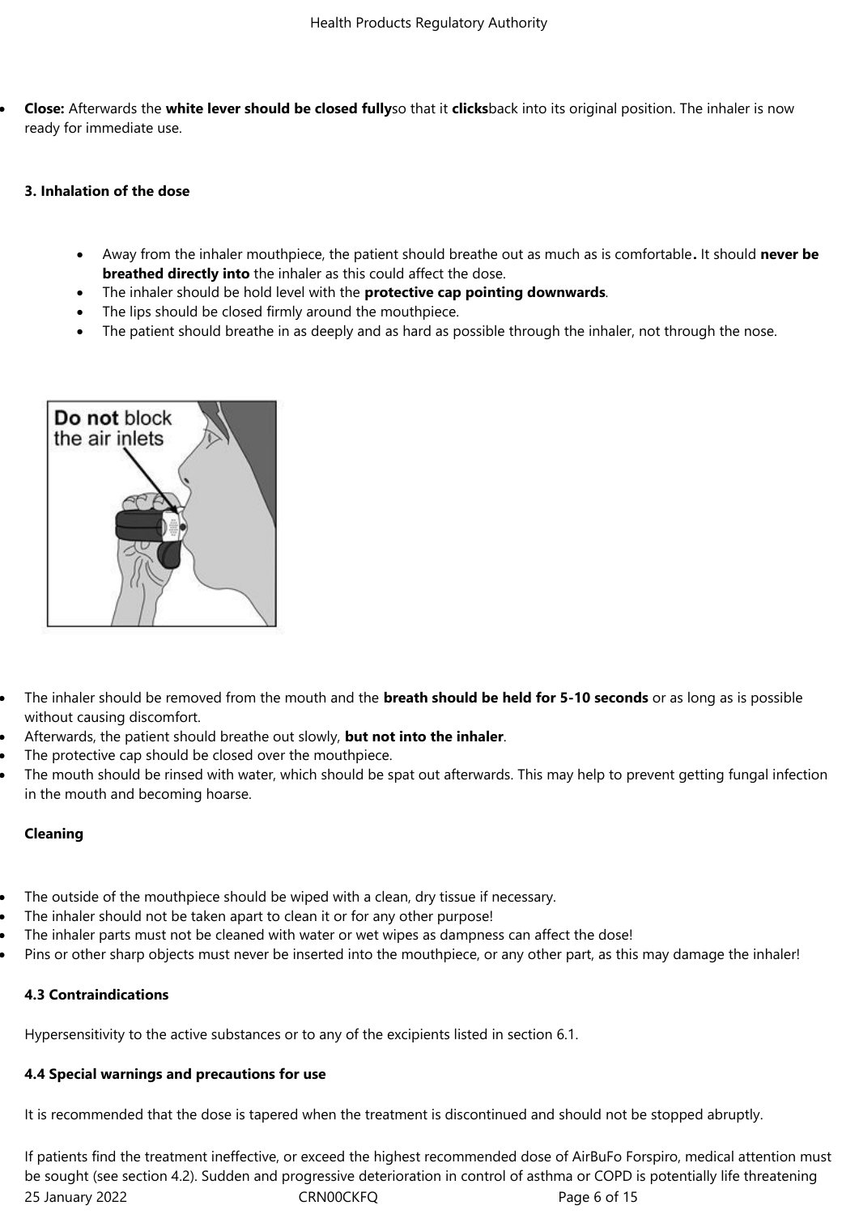- **Close:** Afterwards the **white lever should be closed fully**so that it **clicks**back into its original position. The inhaler is now ready for immediate use.

**3. Inhalation of the dose**

- Away from the inhaler mouthpiece, the patient should breathe out as much as is comfortable**.** It should **never be breathed directly into** the inhaler as this could affect the dose.
- The inhaler should be hold level with the **protective cap pointing downwards**.
- The lips should be closed firmly around the mouthpiece.
- The patient should breathe in as deeply and as hard as possible through the inhaler, not through the nose.

- The inhaler should be removed from the mouth and the **breath should be held for 5-10 seconds** or as long as is possible without causing discomfort.
- Afterwards, the patient should breathe out slowly, **but not into the inhaler**.
- The protective cap should be closed over the mouthpiece.
- The mouth should be rinsed with water, which should be spat out afterwards. This may help to prevent getting fungal infection in the mouth and becoming hoarse.

**Cleaning**

- The outside of the mouthpiece should be wiped with a clean, dry tissue if necessary.
- The inhaler should not be taken apart to clean it or for any other purpose!
- The inhaler parts must not be cleaned with water or wet wipes as dampness can affect the dose!
- Pins or other sharp objects must never be inserted into the mouthpiece, or any other part, as this may damage the inhaler!

**4.3 Contraindications**

Hypersensitivity to the active substances or to any of the excipients listed in section 6.1.

**4.4 Special warnings and precautions for use**

It is recommended that the dose is tapered when the treatment is discontinued and should not be stopped abruptly.

If patients find the treatment ineffective, or exceed the highest recommended dose of AirBuFo Forspiro, medical attention must be sought (see section 4.2). Sudden and progressive deterioration in control of asthma or COPD is potentially life threatening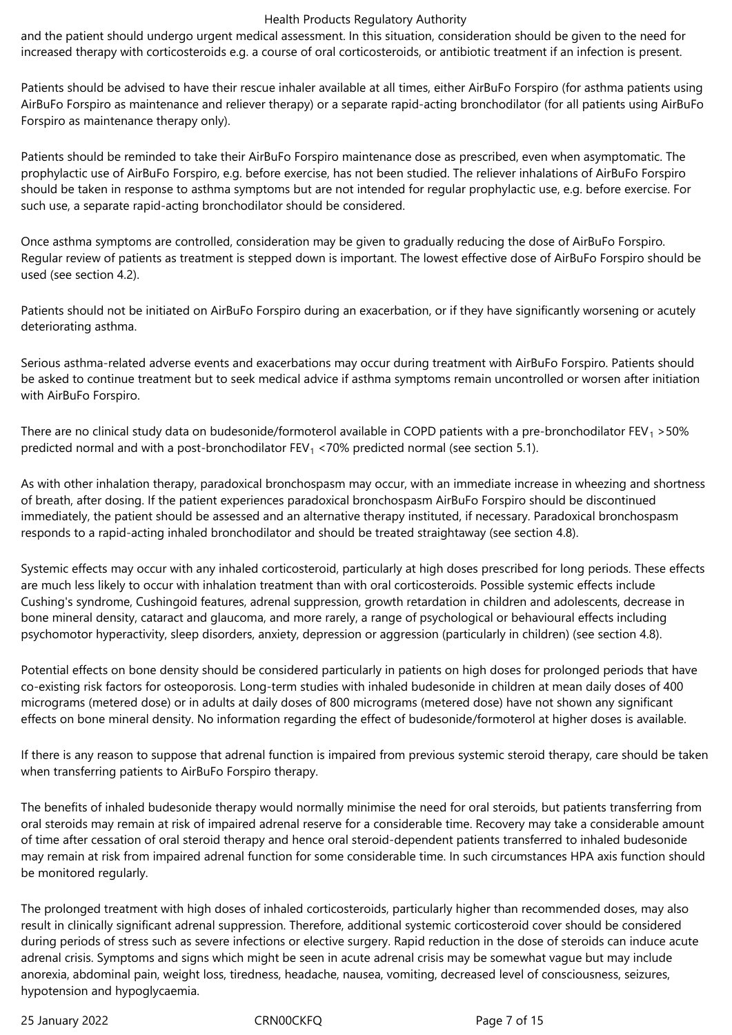and the patient should undergo urgent medical assessment. In this situation, consideration should be given to the need for increased therapy with corticosteroids e.g. a course of oral corticosteroids, or antibiotic treatment if an infection is present.

Patients should be advised to have their rescue inhaler available at all times, either AirBuFo Forspiro (for asthma patients using AirBuFo Forspiro as maintenance and reliever therapy) or a separate rapid-acting bronchodilator (for all patients using AirBuFo Forspiro as maintenance therapy only).

Patients should be reminded to take their AirBuFo Forspiro maintenance dose as prescribed, even when asymptomatic. The prophylactic use of AirBuFo Forspiro, e.g. before exercise, has not been studied. The reliever inhalations of AirBuFo Forspiro should be taken in response to asthma symptoms but are not intended for regular prophylactic use, e.g. before exercise. For such use, a separate rapid-acting bronchodilator should be considered.

Once asthma symptoms are controlled, consideration may be given to gradually reducing the dose of AirBuFo Forspiro. Regular review of patients as treatment is stepped down is important. The lowest effective dose of AirBuFo Forspiro should be used (see section 4.2).

Patients should not be initiated on AirBuFo Forspiro during an exacerbation, or if they have significantly worsening or acutely deteriorating asthma.

Serious asthma-related adverse events and exacerbations may occur during treatment with AirBuFo Forspiro. Patients should be asked to continue treatment but to seek medical advice if asthma symptoms remain uncontrolled or worsen after initiation with AirBuFo Forspiro.

There are no clinical study data on budesonide/formoterol available in COPD patients with a pre-bronchodilator $FEV_1$ >50% predicted normal and with a post-bronchodilator $FEV_1$ <70% predicted normal (see section 5.1).

As with other inhalation therapy, paradoxical bronchospasm may occur, with an immediate increase in wheezing and shortness of breath, after dosing. If the patient experiences paradoxical bronchospasm AirBuFo Forspiro should be discontinued immediately, the patient should be assessed and an alternative therapy instituted, if necessary. Paradoxical bronchospasm responds to a rapid-acting inhaled bronchodilator and should be treated straightaway (see section 4.8).

Systemic effects may occur with any inhaled corticosteroid, particularly at high doses prescribed for long periods. These effects are much less likely to occur with inhalation treatment than with oral corticosteroids. Possible systemic effects include Cushing's syndrome, Cushingoid features, adrenal suppression, growth retardation in children and adolescents, decrease in bone mineral density, cataract and glaucoma, and more rarely, a range of psychological or behavioural effects including psychomotor hyperactivity, sleep disorders, anxiety, depression or aggression (particularly in children) (see section 4.8).

Potential effects on bone density should be considered particularly in patients on high doses for prolonged periods that have co-existing risk factors for osteoporosis. Long-term studies with inhaled budesonide in children at mean daily doses of 400 micrograms (metered dose) or in adults at daily doses of 800 micrograms (metered dose) have not shown any significant effects on bone mineral density. No information regarding the effect of budesonide/formoterol at higher doses is available.

If there is any reason to suppose that adrenal function is impaired from previous systemic steroid therapy, care should be taken when transferring patients to AirBuFo Forspiro therapy.

The benefits of inhaled budesonide therapy would normally minimise the need for oral steroids, but patients transferring from oral steroids may remain at risk of impaired adrenal reserve for a considerable time. Recovery may take a considerable amount of time after cessation of oral steroid therapy and hence oral steroid-dependent patients transferred to inhaled budesonide may remain at risk from impaired adrenal function for some considerable time. In such circumstances HPA axis function should be monitored regularly.

The prolonged treatment with high doses of inhaled corticosteroids, particularly higher than recommended doses, may also result in clinically significant adrenal suppression. Therefore, additional systemic corticosteroid cover should be considered during periods of stress such as severe infections or elective surgery. Rapid reduction in the dose of steroids can induce acute adrenal crisis. Symptoms and signs which might be seen in acute adrenal crisis may be somewhat vague but may include anorexia, abdominal pain, weight loss, tiredness, headache, nausea, vomiting, decreased level of consciousness, seizures, hypotension and hypoglycaemia.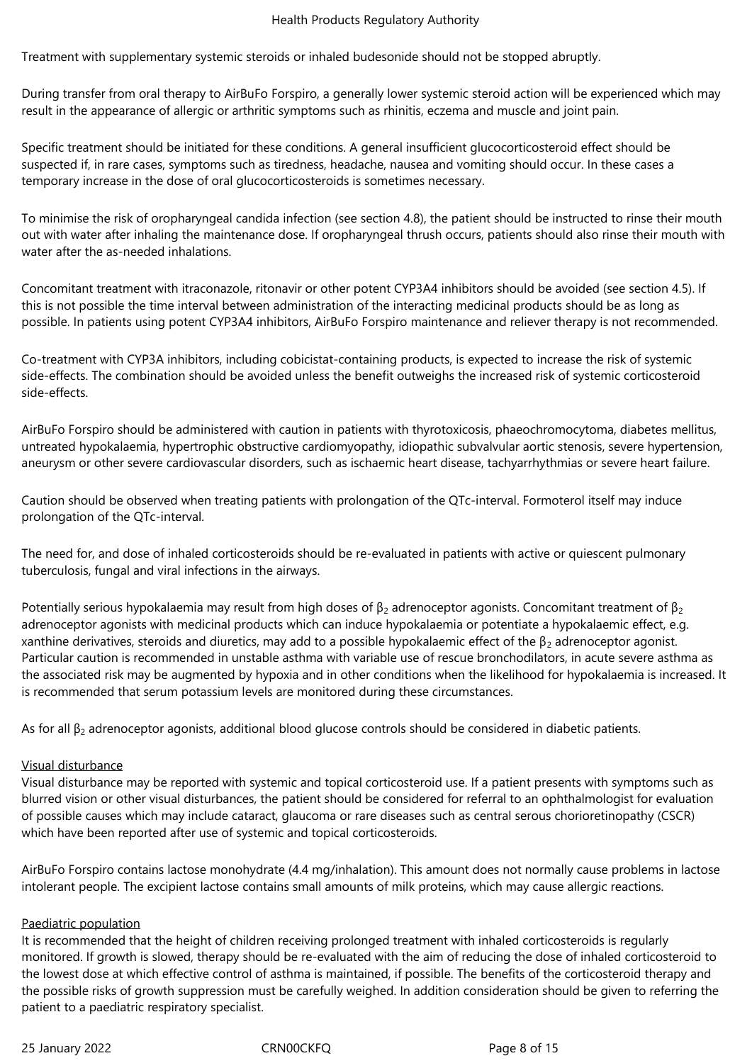Treatment with supplementary systemic steroids or inhaled budesonide should not be stopped abruptly.

During transfer from oral therapy to AirBuFo Forspiro, a generally lower systemic steroid action will be experienced which may result in the appearance of allergic or arthritic symptoms such as rhinitis, eczema and muscle and joint pain.

Specific treatment should be initiated for these conditions. A general insufficient glucocorticosteroid effect should be suspected if, in rare cases, symptoms such as tiredness, headache, nausea and vomiting should occur. In these cases a temporary increase in the dose of oral glucocorticosteroids is sometimes necessary.

To minimise the risk of oropharyngeal candida infection (see section 4.8), the patient should be instructed to rinse their mouth out with water after inhaling the maintenance dose. If oropharyngeal thrush occurs, patients should also rinse their mouth with water after the as-needed inhalations.

Concomitant treatment with itraconazole, ritonavir or other potent CYP3A4 inhibitors should be avoided (see section 4.5). If this is not possible the time interval between administration of the interacting medicinal products should be as long as possible. In patients using potent CYP3A4 inhibitors, AirBuFo Forspiro maintenance and reliever therapy is not recommended.

Co-treatment with CYP3A inhibitors, including cobicistat-containing products, is expected to increase the risk of systemic side-effects. The combination should be avoided unless the benefit outweighs the increased risk of systemic corticosteroid side-effects.

AirBuFo Forspiro should be administered with caution in patients with thyrotoxicosis, phaeochromocytoma, diabetes mellitus, untreated hypokalaemia, hypertrophic obstructive cardiomyopathy, idiopathic subvalvular aortic stenosis, severe hypertension, aneurysm or other severe cardiovascular disorders, such as ischaemic heart disease, tachyarrhythmias or severe heart failure.

Caution should be observed when treating patients with prolongation of the QTc-interval. Formoterol itself may induce prolongation of the QTc-interval.

The need for, and dose of inhaled corticosteroids should be re-evaluated in patients with active or quiescent pulmonary tuberculosis, fungal and viral infections in the airways.

Potentially serious hypokalaemia may result from high doses of $\beta_2$ adrenoceptor agonists. Concomitant treatment of $\beta_2$ adrenoceptor agonists with medicinal products which can induce hypokalaemia or potentiate a hypokalaemic effect, e.g. xanthine derivatives, steroids and diuretics, may add to a possible hypokalaemic effect of the $\beta_2$ adrenoceptor agonist. Particular caution is recommended in unstable asthma with variable use of rescue bronchodilators, in acute severe asthma as the associated risk may be augmented by hypoxia and in other conditions when the likelihood for hypokalaemia is increased. It is recommended that serum potassium levels are monitored during these circumstances.

As for all $\beta_2$ adrenoceptor agonists, additional blood glucose controls should be considered in diabetic patients.

Visual disturbance

Visual disturbance may be reported with systemic and topical corticosteroid use. If a patient presents with symptoms such as blurred vision or other visual disturbances, the patient should be considered for referral to an ophthalmologist for evaluation of possible causes which may include cataract, glaucoma or rare diseases such as central serous chorioretinopathy (CSCR) which have been reported after use of systemic and topical corticosteroids.

AirBuFo Forspiro contains lactose monohydrate (4.4 mg/inhalation). This amount does not normally cause problems in lactose intolerant people. The excipient lactose contains small amounts of milk proteins, which may cause allergic reactions.

Paediatric population

It is recommended that the height of children receiving prolonged treatment with inhaled corticosteroids is regularly monitored. If growth is slowed, therapy should be re-evaluated with the aim of reducing the dose of inhaled corticosteroid to the lowest dose at which effective control of asthma is maintained, if possible. The benefits of the corticosteroid therapy and the possible risks of growth suppression must be carefully weighed. In addition consideration should be given to referring the patient to a paediatric respiratory specialist.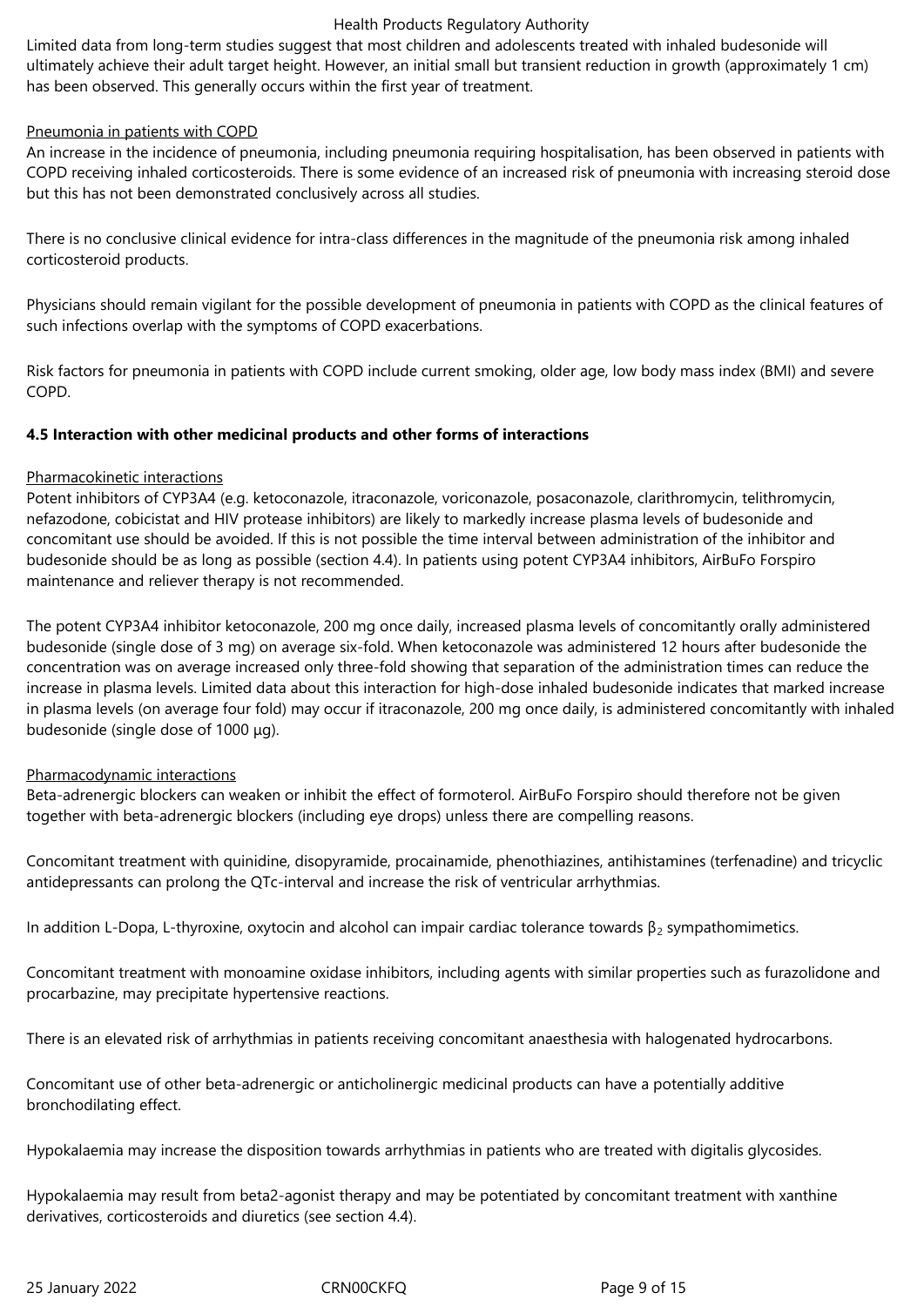Limited data from long-term studies suggest that most children and adolescents treated with inhaled budesonide will ultimately achieve their adult target height. However, an initial small but transient reduction in growth (approximately 1 cm) has been observed. This generally occurs within the first year of treatment.

Pneumonia in patients with COPD

An increase in the incidence of pneumonia, including pneumonia requiring hospitalisation, has been observed in patients with COPD receiving inhaled corticosteroids. There is some evidence of an increased risk of pneumonia with increasing steroid dose but this has not been demonstrated conclusively across all studies.

There is no conclusive clinical evidence for intra-class differences in the magnitude of the pneumonia risk among inhaled corticosteroid products.

Physicians should remain vigilant for the possible development of pneumonia in patients with COPD as the clinical features of such infections overlap with the symptoms of COPD exacerbations.

Risk factors for pneumonia in patients with COPD include current smoking, older age, low body mass index (BMI) and severe COPD.

**4.5 Interaction with other medicinal products and other forms of interactions**

Pharmacokinetic interactions

Potent inhibitors of CYP3A4 (e.g. ketoconazole, itraconazole, voriconazole, posaconazole, clarithromycin, telithromycin, nefazodone, cobicistat and HIV protease inhibitors) are likely to markedly increase plasma levels of budesonide and concomitant use should be avoided. If this is not possible the time interval between administration of the inhibitor and budesonide should be as long as possible (section 4.4). In patients using potent CYP3A4 inhibitors, AirBuFo Forspiro maintenance and reliever therapy is not recommended.

The potent CYP3A4 inhibitor ketoconazole, 200 mg once daily, increased plasma levels of concomitantly orally administered budesonide (single dose of 3 mg) on average six-fold. When ketoconazole was administered 12 hours after budesonide the concentration was on average increased only three-fold showing that separation of the administration times can reduce the increase in plasma levels. Limited data about this interaction for high-dose inhaled budesonide indicates that marked increase in plasma levels (on average four fold) may occur if itraconazole, 200 mg once daily, is administered concomitantly with inhaled budesonide (single dose of 1000 µg).

Pharmacodynamic interactions

Beta-adrenergic blockers can weaken or inhibit the effect of formoterol. AirBuFo Forspiro should therefore not be given together with beta-adrenergic blockers (including eye drops) unless there are compelling reasons.

Concomitant treatment with quinidine, disopyramide, procainamide, phenothiazines, antihistamines (terfenadine) and tricyclic antidepressants can prolong the QTc-interval and increase the risk of ventricular arrhythmias.

In addition L-Dopa, L-thyroxine, oxytocin and alcohol can impair cardiac tolerance towards $\beta_2$ sympathomimetics.

Concomitant treatment with monoamine oxidase inhibitors, including agents with similar properties such as furazolidone and procarbazine, may precipitate hypertensive reactions.

There is an elevated risk of arrhythmias in patients receiving concomitant anaesthesia with halogenated hydrocarbons.

Concomitant use of other beta-adrenergic or anticholinergic medicinal products can have a potentially additive bronchodilating effect.

Hypokalaemia may increase the disposition towards arrhythmias in patients who are treated with digitalis glycosides.

Hypokalaemia may result from beta2-agonist therapy and may be potentiated by concomitant treatment with xanthine derivatives, corticosteroids and diuretics (see section 4.4).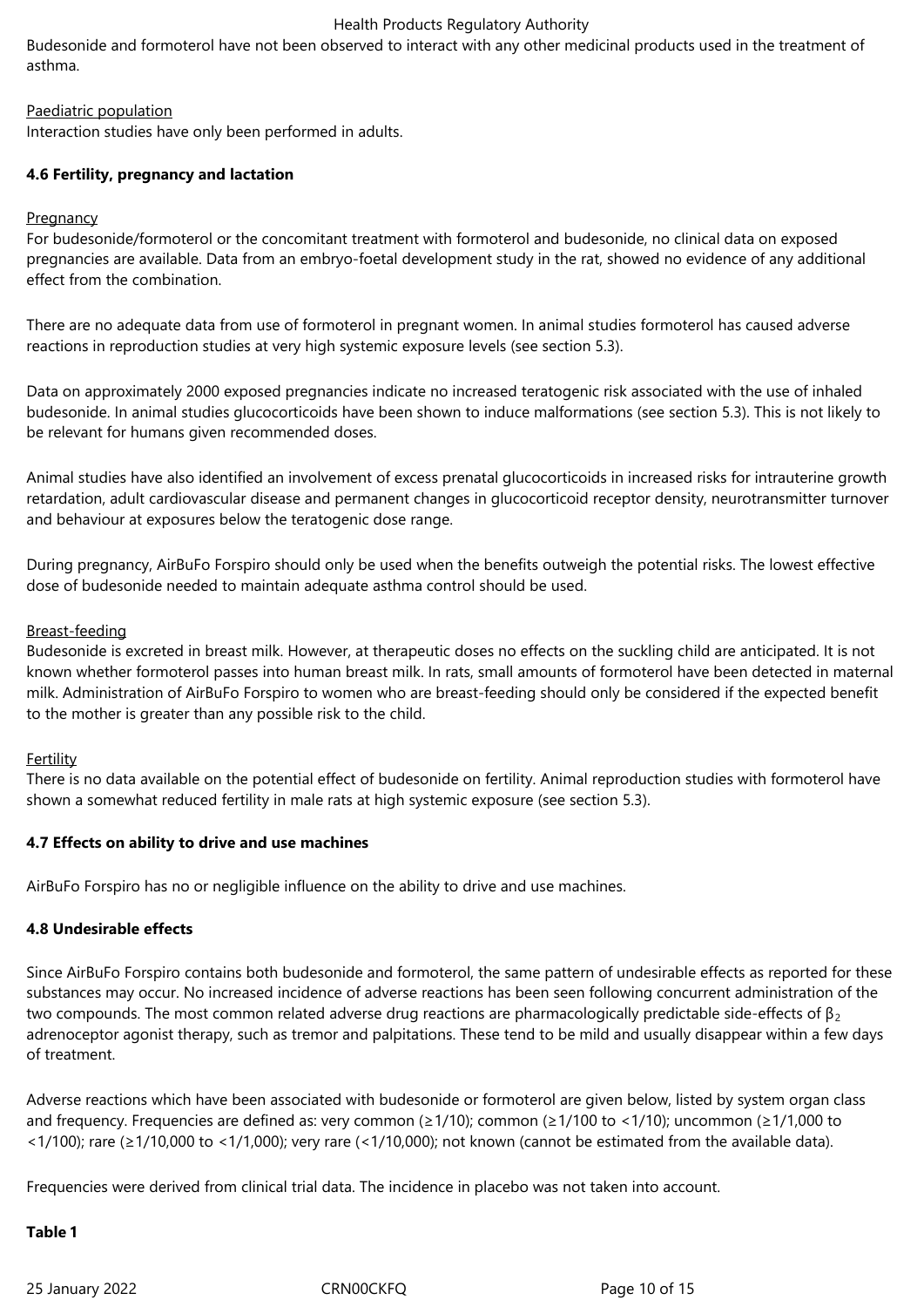Budesonide and formoterol have not been observed to interact with any other medicinal products used in the treatment of asthma.

Paediatric population

Interaction studies have only been performed in adults.

**4.6 Fertility, pregnancy and lactation**

Pregnancy

For budesonide/formoterol or the concomitant treatment with formoterol and budesonide, no clinical data on exposed pregnancies are available. Data from an embryo-foetal development study in the rat, showed no evidence of any additional effect from the combination.

There are no adequate data from use of formoterol in pregnant women. In animal studies formoterol has caused adverse reactions in reproduction studies at very high systemic exposure levels (see section 5.3).

Data on approximately 2000 exposed pregnancies indicate no increased teratogenic risk associated with the use of inhaled budesonide. In animal studies glucocorticoids have been shown to induce malformations (see section 5.3). This is not likely to be relevant for humans given recommended doses.

Animal studies have also identified an involvement of excess prenatal glucocorticoids in increased risks for intrauterine growth retardation, adult cardiovascular disease and permanent changes in glucocorticoid receptor density, neurotransmitter turnover and behaviour at exposures below the teratogenic dose range.

During pregnancy, AirBuFo Forspiro should only be used when the benefits outweigh the potential risks. The lowest effective dose of budesonide needed to maintain adequate asthma control should be used.

Breast-feeding

Budesonide is excreted in breast milk. However, at therapeutic doses no effects on the suckling child are anticipated. It is not known whether formoterol passes into human breast milk. In rats, small amounts of formoterol have been detected in maternal milk. Administration of AirBuFo Forspiro to women who are breast-feeding should only be considered if the expected benefit to the mother is greater than any possible risk to the child.

Fertility

There is no data available on the potential effect of budesonide on fertility. Animal reproduction studies with formoterol have shown a somewhat reduced fertility in male rats at high systemic exposure (see section 5.3).

**4.7 Effects on ability to drive and use machines**

AirBuFo Forspiro has no or negligible influence on the ability to drive and use machines.

**4.8 Undesirable effects**

Since AirBuFo Forspiro contains both budesonide and formoterol, the same pattern of undesirable effects as reported for these substances may occur. No increased incidence of adverse reactions has been seen following concurrent administration of the two compounds. The most common related adverse drug reactions are pharmacologically predictable side-effects of $\beta_2$ adrenoceptor agonist therapy, such as tremor and palpitations. These tend to be mild and usually disappear within a few days of treatment.

Adverse reactions which have been associated with budesonide or formoterol are given below, listed by system organ class and frequency. Frequencies are defined as: very common (≥1/10); common (≥1/100 to <1/10); uncommon (≥1/1,000 to <1/100); rare (≥1/10,000 to <1/1,000); very rare (<1/10,000); not known (cannot be estimated from the available data).

Frequencies were derived from clinical trial data. The incidence in placebo was not taken into account.

**Table 1**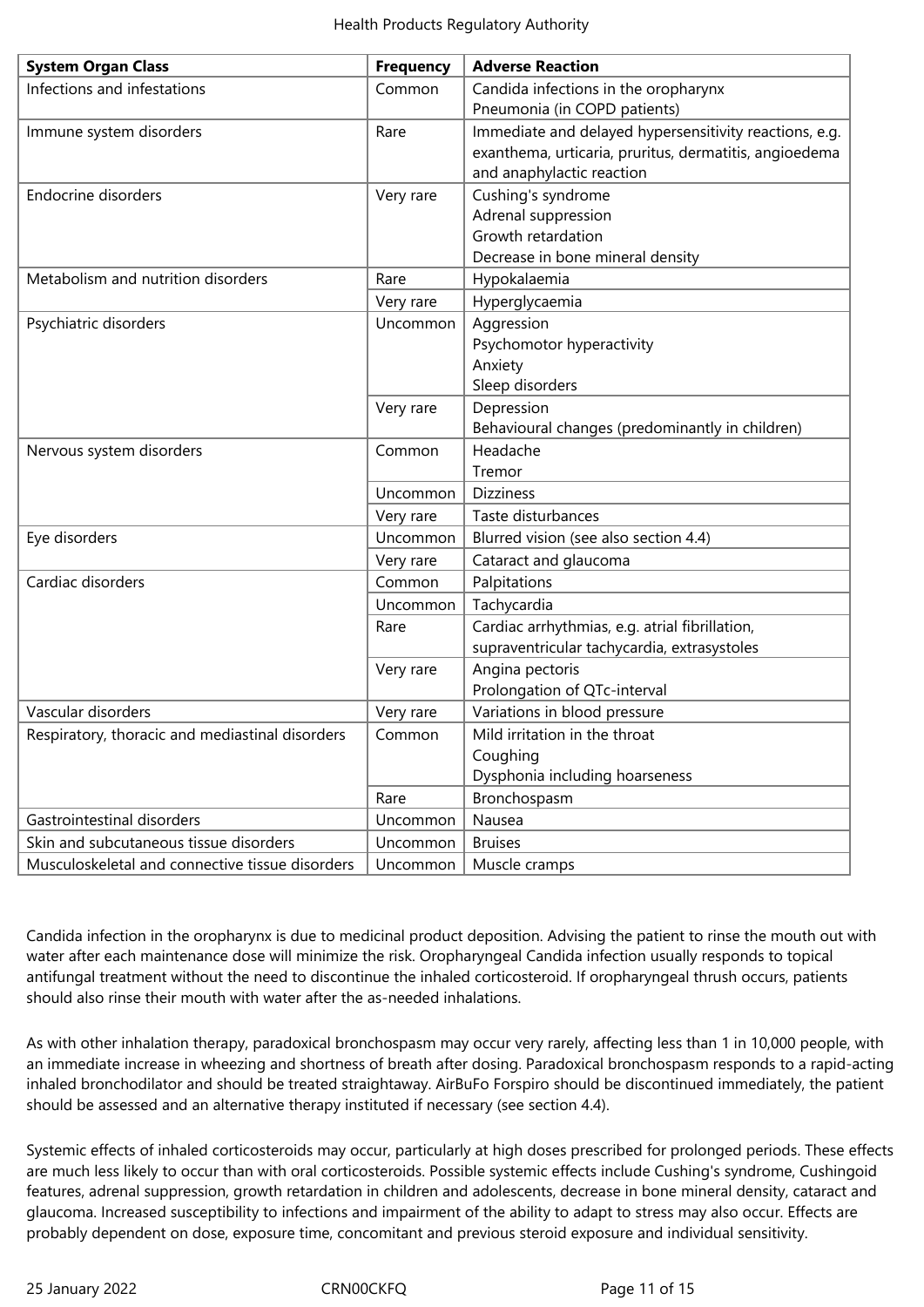| System Organ Class | Frequency | Adverse Reaction |
| --- | --- | --- |
| Infections and infestations | Common | Candida infections in the oropharynx<br>Pneumonia (in COPD patients) |
| Immune system disorders | Rare | Immediate and delayed hypersensitivity reactions, e.g. exanthema, urticaria, pruritus, dermatitis, angioedema and anaphylactic reaction |
| Endocrine disorders | Very rare | Cushing's syndrome<br>Adrenal suppression<br>Growth retardation<br>Decrease in bone mineral density |
| Metabolism and nutrition disorders | Rare | Hypokalaemia |
| | Very rare | Hyperglycaemia |
| Psychiatric disorders | Uncommon | Aggression<br>Psychomotor hyperactivity<br>Anxiety<br>Sleep disorders |
| | Very rare | Depression<br>Behavioural changes (predominantly in children) |
| Nervous system disorders | Common | Headache<br>Tremor |
| | Uncommon | Dizziness |
| | Very rare | Taste disturbances |
| Eye disorders | Uncommon | Blurred vision (see also section 4.4) |
| | Very rare | Cataract and glaucoma |
| Cardiac disorders | Common | Palpitations |
| | Uncommon | Tachycardia |
| | Rare | Cardiac arrhythmias, e.g. atrial fibrillation, supraventricular tachycardia, extrasystoles |
| | Very rare | Angina pectoris<br>Prolongation of QTc-interval |
| Vascular disorders | Very rare | Variations in blood pressure |
| Respiratory, thoracic and mediastinal disorders | Common | Mild irritation in the throat<br>Coughing<br>Dysphonia including hoarseness |
| | Rare | Bronchospasm |
| Gastrointestinal disorders | Uncommon | Nausea |
| Skin and subcutaneous tissue disorders | Uncommon | Bruises |
| Musculoskeletal and connective tissue disorders | Uncommon | Muscle cramps |

Candida infection in the oropharynx is due to medicinal product deposition. Advising the patient to rinse the mouth out with water after each maintenance dose will minimize the risk. Oropharyngeal Candida infection usually responds to topical antifungal treatment without the need to discontinue the inhaled corticosteroid. If oropharyngeal thrush occurs, patients should also rinse their mouth with water after the as-needed inhalations.

As with other inhalation therapy, paradoxical bronchospasm may occur very rarely, affecting less than 1 in 10,000 people, with an immediate increase in wheezing and shortness of breath after dosing. Paradoxical bronchospasm responds to a rapid-acting inhaled bronchodilator and should be treated straightaway. AirBuFo Forspiro should be discontinued immediately, the patient should be assessed and an alternative therapy instituted if necessary (see section 4.4).

Systemic effects of inhaled corticosteroids may occur, particularly at high doses prescribed for prolonged periods. These effects are much less likely to occur than with oral corticosteroids. Possible systemic effects include Cushing's syndrome, Cushingoid features, adrenal suppression, growth retardation in children and adolescents, decrease in bone mineral density, cataract and glaucoma. Increased susceptibility to infections and impairment of the ability to adapt to stress may also occur. Effects are probably dependent on dose, exposure time, concomitant and previous steroid exposure and individual sensitivity.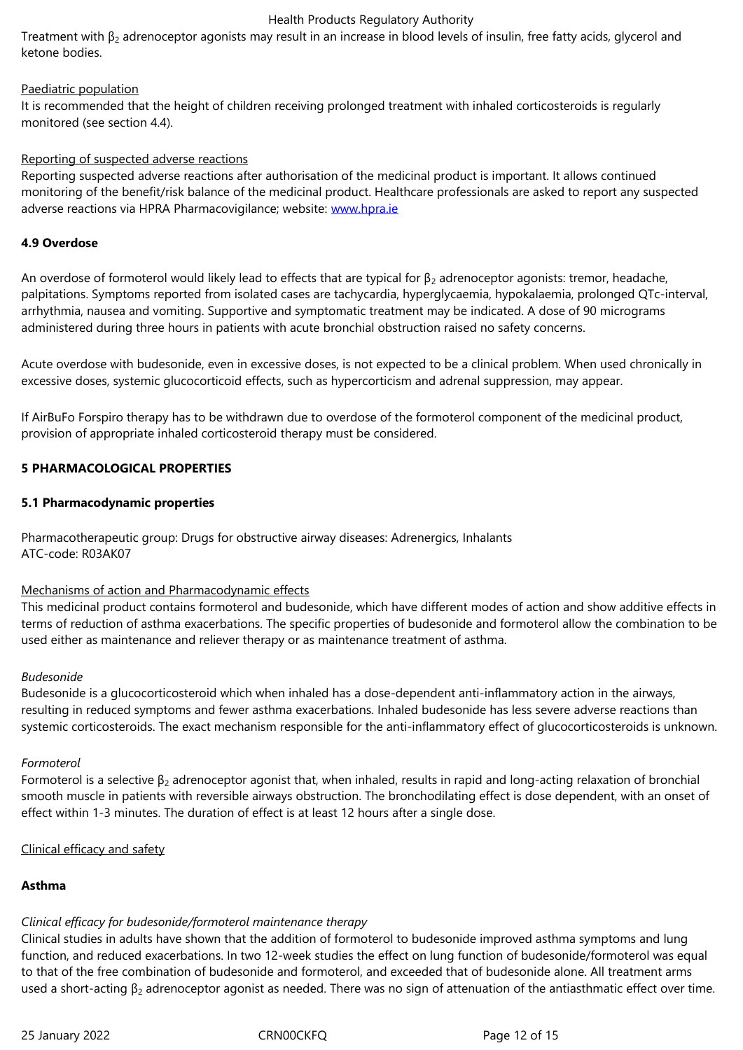Treatment with $\beta_2$ adrenoceptor agonists may result in an increase in blood levels of insulin, free fatty acids, glycerol and ketone bodies.

Paediatric population

It is recommended that the height of children receiving prolonged treatment with inhaled corticosteroids is regularly monitored (see section 4.4).

Reporting of suspected adverse reactions

Reporting suspected adverse reactions after authorisation of the medicinal product is important. It allows continued monitoring of the benefit/risk balance of the medicinal product. Healthcare professionals are asked to report any suspected adverse reactions via HPRA Pharmacovigilance; website: www.hpra.ie

### 4.9 Overdose

An overdose of formoterol would likely lead to effects that are typical for $\beta_2$ adrenoceptor agonists: tremor, headache, palpitations. Symptoms reported from isolated cases are tachycardia, hyperglycaemia, hypokalaemia, prolonged QTc-interval, arrhythmia, nausea and vomiting. Supportive and symptomatic treatment may be indicated. A dose of 90 micrograms administered during three hours in patients with acute bronchial obstruction raised no safety concerns.

Acute overdose with budesonide, even in excessive doses, is not expected to be a clinical problem. When used chronically in excessive doses, systemic glucocorticoid effects, such as hypercorticism and adrenal suppression, may appear.

If AirBuFo Forspiro therapy has to be withdrawn due to overdose of the formoterol component of the medicinal product, provision of appropriate inhaled corticosteroid therapy must be considered.

## 5 PHARMACOLOGICAL PROPERTIES

### 5.1 Pharmacodynamic properties

Pharmacotherapeutic group: Drugs for obstructive airway diseases: Adrenergics, Inhalants
ATC-code: R03AK07

Mechanisms of action and Pharmacodynamic effects

This medicinal product contains formoterol and budesonide, which have different modes of action and show additive effects in terms of reduction of asthma exacerbations. The specific properties of budesonide and formoterol allow the combination to be used either as maintenance and reliever therapy or as maintenance treatment of asthma.

*Budesonide*

Budesonide is a glucocorticosteroid which when inhaled has a dose-dependent anti-inflammatory action in the airways, resulting in reduced symptoms and fewer asthma exacerbations. Inhaled budesonide has less severe adverse reactions than systemic corticosteroids. The exact mechanism responsible for the anti-inflammatory effect of glucocorticosteroids is unknown.

*Formoterol*

Formoterol is a selective $\beta_2$ adrenoceptor agonist that, when inhaled, results in rapid and long-acting relaxation of bronchial smooth muscle in patients with reversible airways obstruction. The bronchodilating effect is dose dependent, with an onset of effect within 1-3 minutes. The duration of effect is at least 12 hours after a single dose.

Clinical efficacy and safety

**Asthma**

*Clinical efficacy for budesonide/formoterol maintenance therapy*

Clinical studies in adults have shown that the addition of formoterol to budesonide improved asthma symptoms and lung function, and reduced exacerbations. In two 12-week studies the effect on lung function of budesonide/formoterol was equal to that of the free combination of budesonide and formoterol, and exceeded that of budesonide alone. All treatment arms used a short-acting $\beta_2$ adrenoceptor agonist as needed. There was no sign of attenuation of the antiasthmatic effect over time.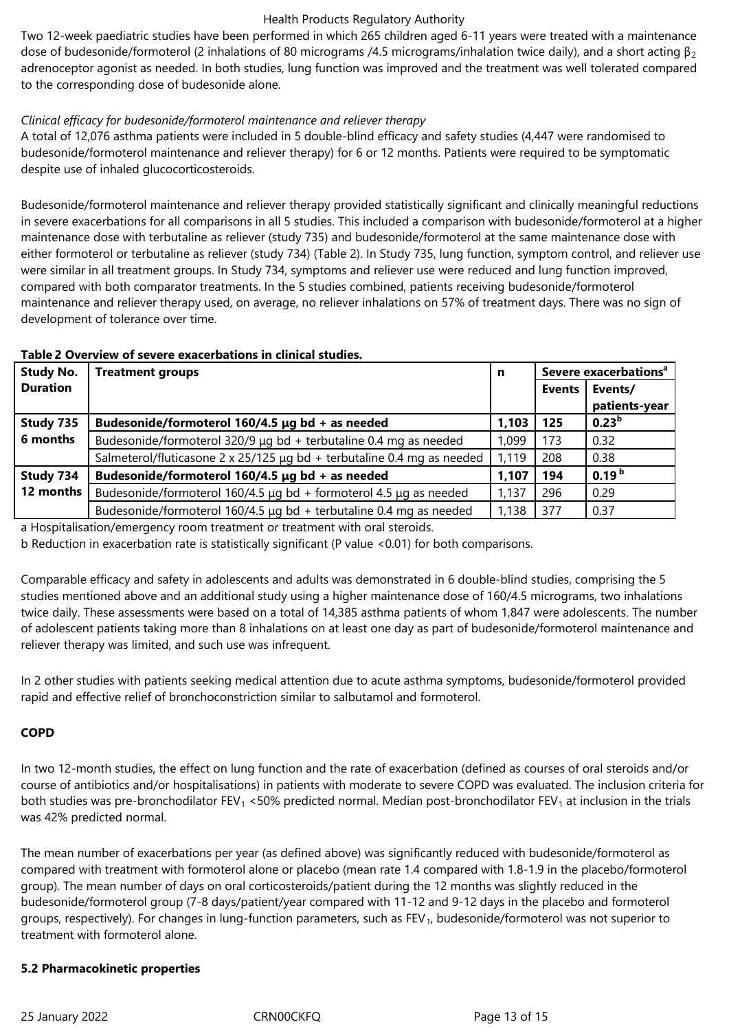Two 12-week paediatric studies have been performed in which 265 children aged 6-11 years were treated with a maintenance dose of budesonide/formoterol (2 inhalations of 80 micrograms /4.5 micrograms/inhalation twice daily), and a short acting $\beta_2$ adrenoceptor agonist as needed. In both studies, lung function was improved and the treatment was well tolerated compared to the corresponding dose of budesonide alone.

*Clinical efficacy for budesonide/formoterol maintenance and reliever therapy*

A total of 12,076 asthma patients were included in 5 double-blind efficacy and safety studies (4,447 were randomised to budesonide/formoterol maintenance and reliever therapy) for 6 or 12 months. Patients were required to be symptomatic despite use of inhaled glucocorticosteroids.

Budesonide/formoterol maintenance and reliever therapy provided statistically significant and clinically meaningful reductions in severe exacerbations for all comparisons in all 5 studies. This included a comparison with budesonide/formoterol at a higher maintenance dose with terbutaline as reliever (study 735) and budesonide/formoterol at the same maintenance dose with either formoterol or terbutaline as reliever (study 734) (Table 2). In Study 735, lung function, symptom control, and reliever use were similar in all treatment groups. In Study 734, symptoms and reliever use were reduced and lung function improved, compared with both comparator treatments. In the 5 studies combined, patients receiving budesonide/formoterol maintenance and reliever therapy used, on average, no reliever inhalations on 57% of treatment days. There was no sign of development of tolerance over time.

**Table 2 Overview of severe exacerbations in clinical studies.**

| Study No. Duration | Treatment groups | n | Severe exacerbations[a] | |
|---|---|---|---|---|
| | | | Events | Events/ patients-year |
| **Study 735 6 months** | **Budesonide/formoterol 160/4.5 µg bd + as needed** | **1,103** | **125** | **0.23[b]** |
| | Budesonide/formoterol 320/9 µg bd + terbutaline 0.4 mg as needed | 1,099 | 173 | 0.32 |
| | Salmeterol/fluticasone 2 x 25/125 µg bd + terbutaline 0.4 mg as needed | 1,119 | 208 | 0.38 |
| **Study 734 12 months** | **Budesonide/formoterol 160/4.5 µg bd + as needed** | **1,107** | **194** | **0.19[b]** |
| | Budesonide/formoterol 160/4.5 µg bd + formoterol 4.5 µg as needed | 1,137 | 296 | 0.29 |
| | Budesonide/formoterol 160/4.5 µg bd + terbutaline 0.4 mg as needed | 1,138 | 377 | 0.37 |

a Hospitalisation/emergency room treatment or treatment with oral steroids.

b Reduction in exacerbation rate is statistically significant (P value <0.01) for both comparisons.

Comparable efficacy and safety in adolescents and adults was demonstrated in 6 double-blind studies, comprising the 5 studies mentioned above and an additional study using a higher maintenance dose of 160/4.5 micrograms, two inhalations twice daily. These assessments were based on a total of 14,385 asthma patients of whom 1,847 were adolescents. The number of adolescent patients taking more than 8 inhalations on at least one day as part of budesonide/formoterol maintenance and reliever therapy was limited, and such use was infrequent.

In 2 other studies with patients seeking medical attention due to acute asthma symptoms, budesonide/formoterol provided rapid and effective relief of bronchoconstriction similar to salbutamol and formoterol.

**COPD**

In two 12-month studies, the effect on lung function and the rate of exacerbation (defined as courses of oral steroids and/or course of antibiotics and/or hospitalisations) in patients with moderate to severe COPD was evaluated. The inclusion criteria for both studies was pre-bronchodilator $FEV_1$ <50% predicted normal. Median post-bronchodilator $FEV_1$ at inclusion in the trials was 42% predicted normal.

The mean number of exacerbations per year (as defined above) was significantly reduced with budesonide/formoterol as compared with treatment with formoterol alone or placebo (mean rate 1.4 compared with 1.8-1.9 in the placebo/formoterol group). The mean number of days on oral corticosteroids/patient during the 12 months was slightly reduced in the budesonide/formoterol group (7-8 days/patient/year compared with 11-12 and 9-12 days in the placebo and formoterol groups, respectively). For changes in lung-function parameters, such as $FEV_1$, budesonide/formoterol was not superior to treatment with formoterol alone.

**5.2 Pharmacokinetic properties**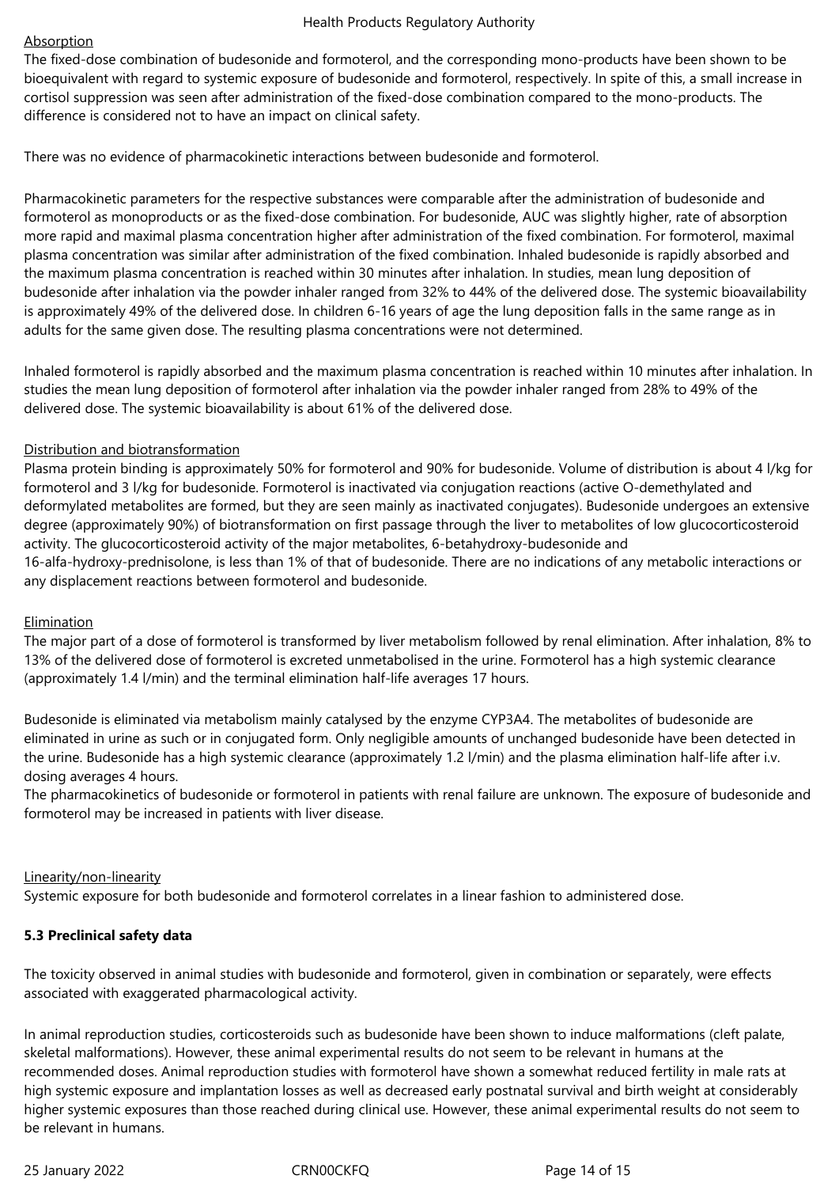Absorption

The fixed-dose combination of budesonide and formoterol, and the corresponding mono-products have been shown to be bioequivalent with regard to systemic exposure of budesonide and formoterol, respectively. In spite of this, a small increase in cortisol suppression was seen after administration of the fixed-dose combination compared to the mono-products. The difference is considered not to have an impact on clinical safety.

There was no evidence of pharmacokinetic interactions between budesonide and formoterol.

Pharmacokinetic parameters for the respective substances were comparable after the administration of budesonide and formoterol as monoproducts or as the fixed-dose combination. For budesonide, AUC was slightly higher, rate of absorption more rapid and maximal plasma concentration higher after administration of the fixed combination. For formoterol, maximal plasma concentration was similar after administration of the fixed combination. Inhaled budesonide is rapidly absorbed and the maximum plasma concentration is reached within 30 minutes after inhalation. In studies, mean lung deposition of budesonide after inhalation via the powder inhaler ranged from 32% to 44% of the delivered dose. The systemic bioavailability is approximately 49% of the delivered dose. In children 6-16 years of age the lung deposition falls in the same range as in adults for the same given dose. The resulting plasma concentrations were not determined.

Inhaled formoterol is rapidly absorbed and the maximum plasma concentration is reached within 10 minutes after inhalation. In studies the mean lung deposition of formoterol after inhalation via the powder inhaler ranged from 28% to 49% of the delivered dose. The systemic bioavailability is about 61% of the delivered dose.

Distribution and biotransformation

Plasma protein binding is approximately 50% for formoterol and 90% for budesonide. Volume of distribution is about 4 l/kg for formoterol and 3 l/kg for budesonide. Formoterol is inactivated via conjugation reactions (active O-demethylated and deformylated metabolites are formed, but they are seen mainly as inactivated conjugates). Budesonide undergoes an extensive degree (approximately 90%) of biotransformation on first passage through the liver to metabolites of low glucocorticosteroid activity. The glucocorticosteroid activity of the major metabolites, 6-betahydroxy-budesonide and 16-alfa-hydroxy-prednisolone, is less than 1% of that of budesonide. There are no indications of any metabolic interactions or any displacement reactions between formoterol and budesonide.

Elimination

The major part of a dose of formoterol is transformed by liver metabolism followed by renal elimination. After inhalation, 8% to 13% of the delivered dose of formoterol is excreted unmetabolised in the urine. Formoterol has a high systemic clearance (approximately 1.4 l/min) and the terminal elimination half-life averages 17 hours.

Budesonide is eliminated via metabolism mainly catalysed by the enzyme CYP3A4. The metabolites of budesonide are eliminated in urine as such or in conjugated form. Only negligible amounts of unchanged budesonide have been detected in the urine. Budesonide has a high systemic clearance (approximately 1.2 l/min) and the plasma elimination half-life after i.v. dosing averages 4 hours.
The pharmacokinetics of budesonide or formoterol in patients with renal failure are unknown. The exposure of budesonide and formoterol may be increased in patients with liver disease.

Linearity/non-linearity

Systemic exposure for both budesonide and formoterol correlates in a linear fashion to administered dose.

**5.3 Preclinical safety data**

The toxicity observed in animal studies with budesonide and formoterol, given in combination or separately, were effects associated with exaggerated pharmacological activity.

In animal reproduction studies, corticosteroids such as budesonide have been shown to induce malformations (cleft palate, skeletal malformations). However, these animal experimental results do not seem to be relevant in humans at the recommended doses. Animal reproduction studies with formoterol have shown a somewhat reduced fertility in male rats at high systemic exposure and implantation losses as well as decreased early postnatal survival and birth weight at considerably higher systemic exposures than those reached during clinical use. However, these animal experimental results do not seem to be relevant in humans.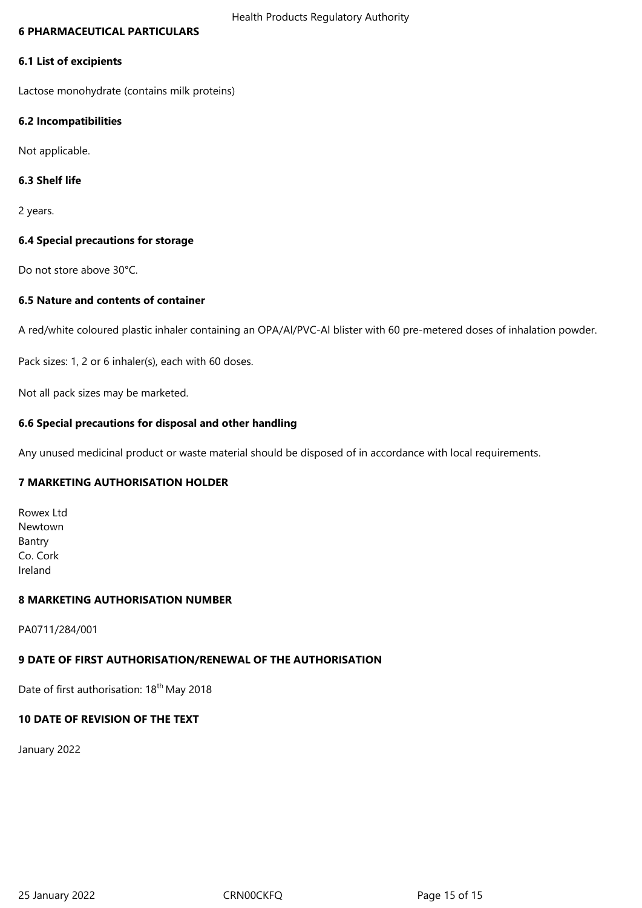## 6 PHARMACEUTICAL PARTICULARS

### 6.1 List of excipients

Lactose monohydrate (contains milk proteins)

### 6.2 Incompatibilities

Not applicable.

### 6.3 Shelf life

2 years.

### 6.4 Special precautions for storage

Do not store above 30°C.

### 6.5 Nature and contents of container

A red/white coloured plastic inhaler containing an OPA/Al/PVC-Al blister with 60 pre-metered doses of inhalation powder.

Pack sizes: 1, 2 or 6 inhaler(s), each with 60 doses.

Not all pack sizes may be marketed.

### 6.6 Special precautions for disposal and other handling

Any unused medicinal product or waste material should be disposed of in accordance with local requirements.

## 7 MARKETING AUTHORISATION HOLDER

Rowex Ltd
Newtown
Bantry
Co. Cork
Ireland

## 8 MARKETING AUTHORISATION NUMBER

PA0711/284/001

## 9 DATE OF FIRST AUTHORISATION/RENEWAL OF THE AUTHORISATION

Date of first authorisation: 18th May 2018

## 10 DATE OF REVISION OF THE TEXT

January 2022